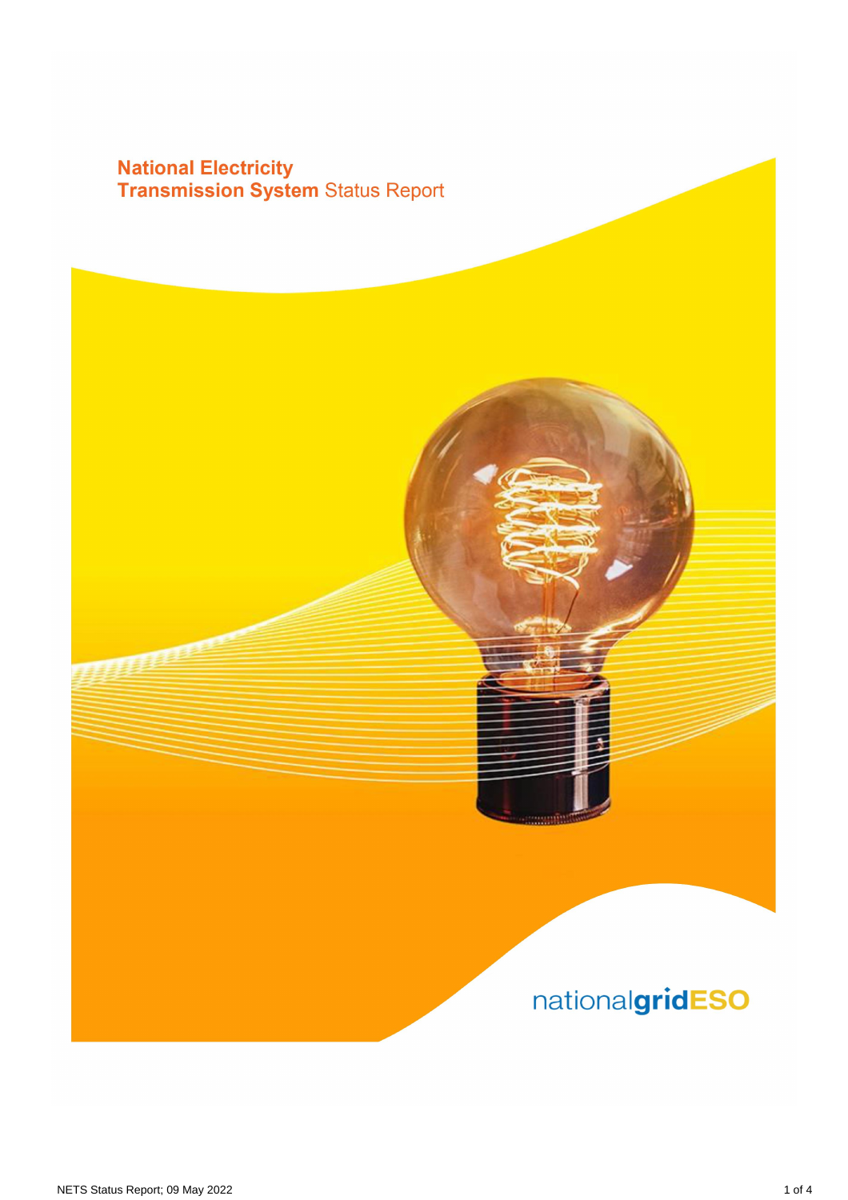# National Electricity Transmission System Status Report

nationalgridESO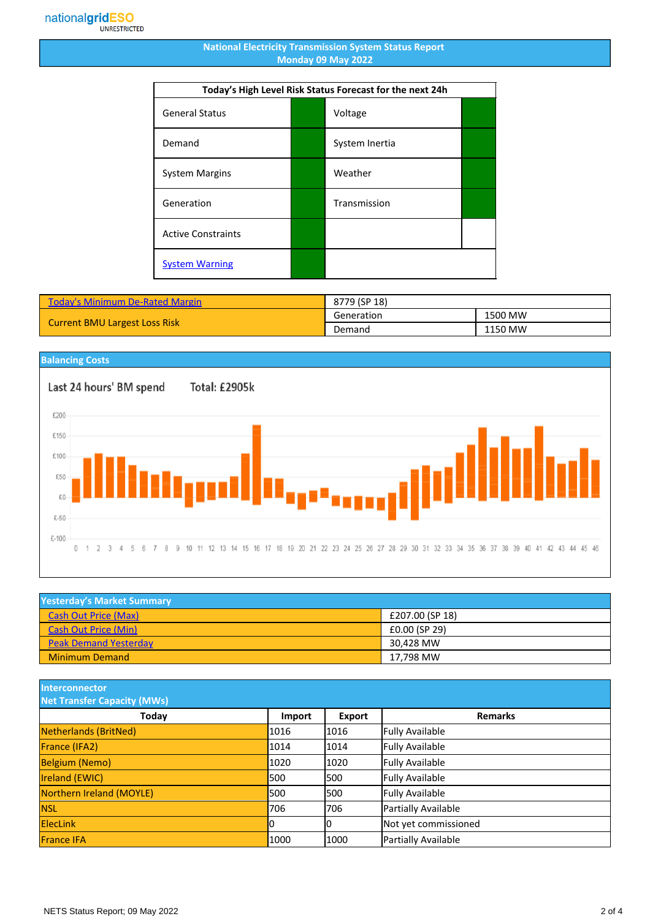nationalgridESO
UNRESTRICTED

# National Electricity Transmission System Status Report
## Monday 09 May 2022

| Today's High Level Risk Status Forecast for the next 24h | | | |
|---|---|---|---|
| General Status | | Voltage | |
| Demand | | System Inertia | |
| System Margins | | Weather | |
| Generation | | Transmission | |
| Active Constraints | | | |
| System Warning | | | |

| Today's Minimum De-Rated Margin | 8779 (SP 18) | |
|---|---|---|
| Current BMU Largest Loss Risk | Generation | 1500 MW |
| | Demand | 1150 MW |

## Balancing Costs

Last 24 hours' BM spend Total: £2905k

## Yesterday's Market Summary

| | |
|---|---|
| Cash Out Price (Max) | £207.00 (SP 18) |
| Cash Out Price (Min) | £0.00 (SP 29) |
| Peak Demand Yesterday | 30,428 MW |
| Minimum Demand | 17,798 MW |

## Interconnector Net Transfer Capacity (MWs)

| Today | Import | Export | Remarks |
|---|---|---|---|
| Netherlands (BritNed) | 1016 | 1016 | Fully Available |
| France (IFA2) | 1014 | 1014 | Fully Available |
| Belgium (Nemo) | 1020 | 1020 | Fully Available |
| Ireland (EWIC) | 500 | 500 | Fully Available |
| Northern Ireland (MOYLE) | 500 | 500 | Fully Available |
| NSL | 706 | 706 | Partially Available |
| ElecLink | 0 | 0 | Not yet commissioned |
| France IFA | 1000 | 1000 | Partially Available |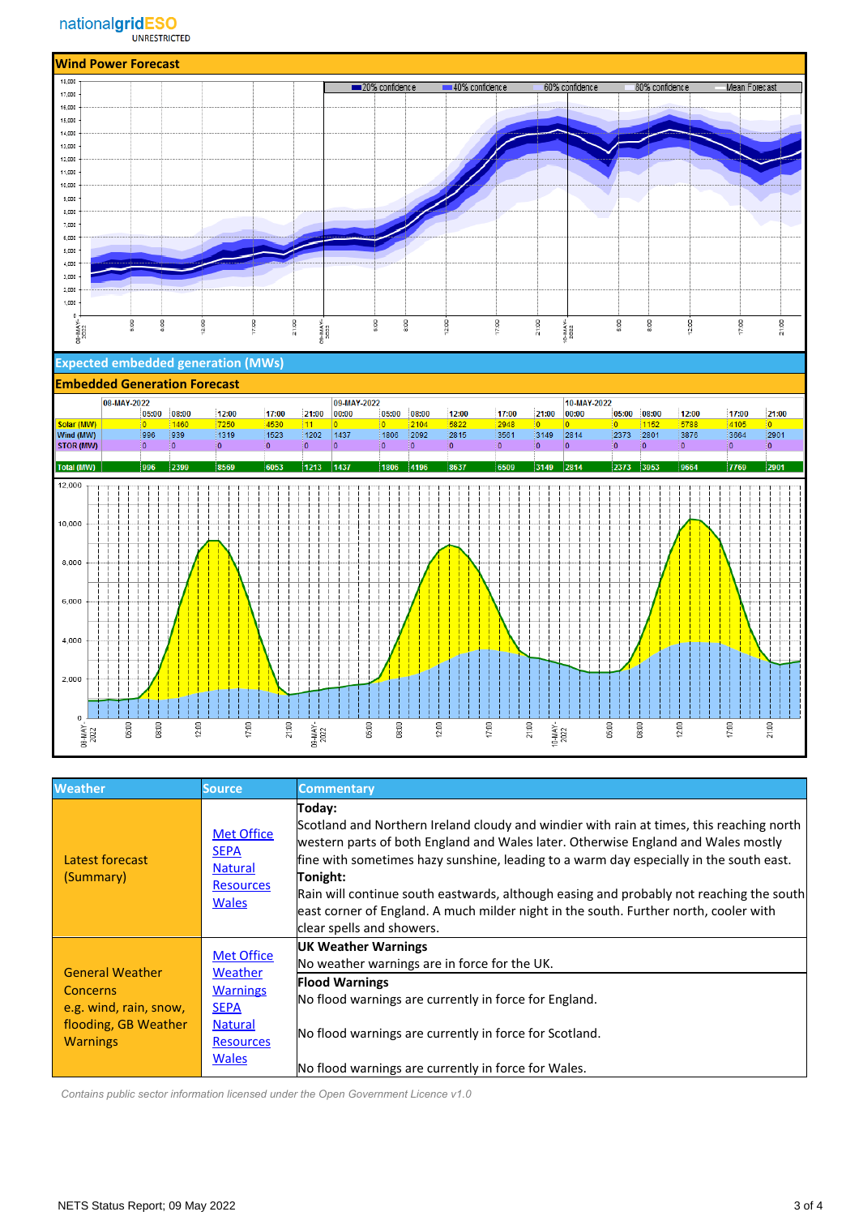## Wind Power Forecast

## Expected embedded generation (MWs)

## Embedded Generation Forecast

| | 08-MAY-2022 05:00 | 08:00 | 12:00 | 17:00 | 21:00 | 09-MAY-2022 00:00 | 05:00 | 08:00 | 12:00 | 17:00 | 21:00 | 10-MAY-2022 00:00 | 05:00 | 08:00 | 12:00 | 17:00 | 21:00 |
|---|---|---|---|---|---|---|---|---|---|---|---|---|---|---|---|---|---|
| Solar (MW) | 0 | 1460 | 7250 | 4530 | 11 | 0 | 0 | 2104 | 5822 | 2948 | 0 | 0 | 0 | 1152 | 5788 | 4105 | 0 |
| Wind (MW) | 996 | 939 | 1319 | 1523 | 1202 | 1437 | 1806 | 2092 | 2815 | 3561 | 3149 | 2814 | 2373 | 2801 | 3876 | 3664 | 2901 |
| STOR (MW) | 0 | 0 | 0 | 0 | 0 | 0 | 0 | 0 | 0 | 0 | 0 | 0 | 0 | 0 | 0 | 0 | 0 |
| Total (MW) | 996 | 2399 | 8569 | 6053 | 1213 | 1437 | 1806 | 4196 | 8637 | 6509 | 3149 | 2814 | 2373 | 3953 | 9664 | 7769 | 2901 |

| Weather | Source | Commentary |
|---|---|---|
| Latest forecast (Summary) | Met Office<br>SEPA<br>Natural Resources Wales | **Today:**<br>Scotland and Northern Ireland cloudy and windier with rain at times, this reaching north western parts of both England and Wales later. Otherwise England and Wales mostly fine with sometimes hazy sunshine, leading to a warm day especially in the south east.<br>**Tonight:**<br>Rain will continue south eastwards, although easing and probably not reaching the south east corner of England. A much milder night in the south. Further north, cooler with clear spells and showers. |
| General Weather Concerns e.g. wind, rain, snow, flooding, GB Weather Warnings | Met Office Weather Warnings<br>SEPA<br>Natural Resources Wales | **UK Weather Warnings**<br>No weather warnings are in force for the UK.<br>**Flood Warnings**<br>No flood warnings are currently in force for England.<br>No flood warnings are currently in force for Scotland.<br>No flood warnings are currently in force for Wales. |

*Contains public sector information licensed under the Open Government Licence v1.0*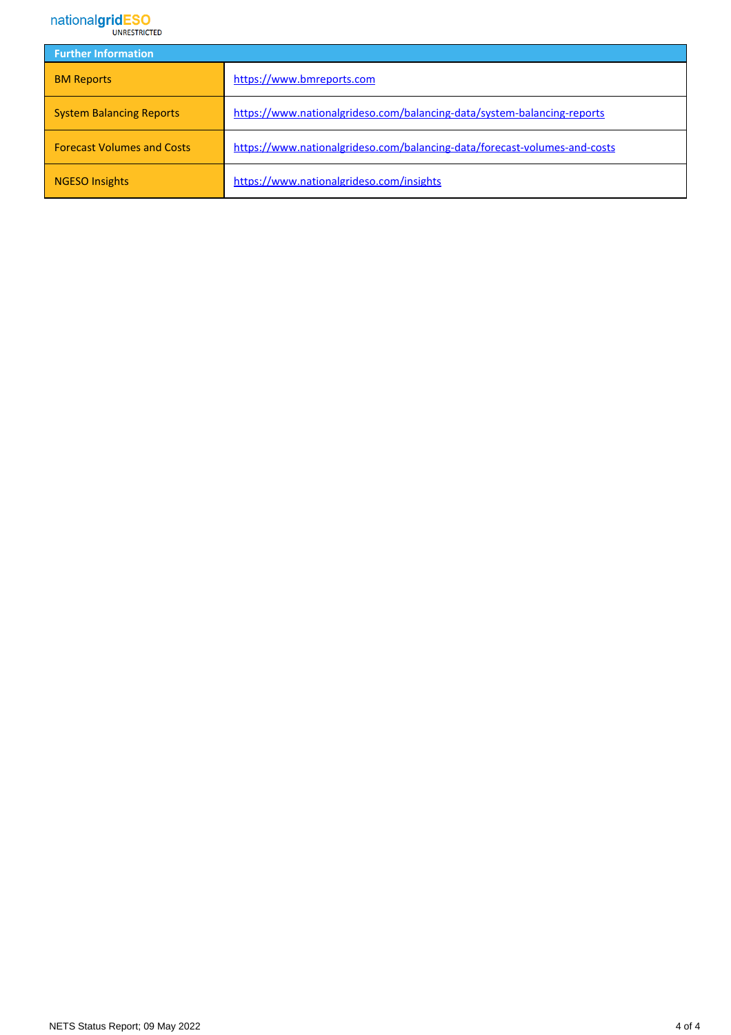| Further Information | |
| --- | --- |
| BM Reports | https://www.bmreports.com |
| System Balancing Reports | https://www.nationalgrideso.com/balancing-data/system-balancing-reports |
| Forecast Volumes and Costs | https://www.nationalgrideso.com/balancing-data/forecast-volumes-and-costs |
| NGESO Insights | https://www.nationalgrideso.com/insights |